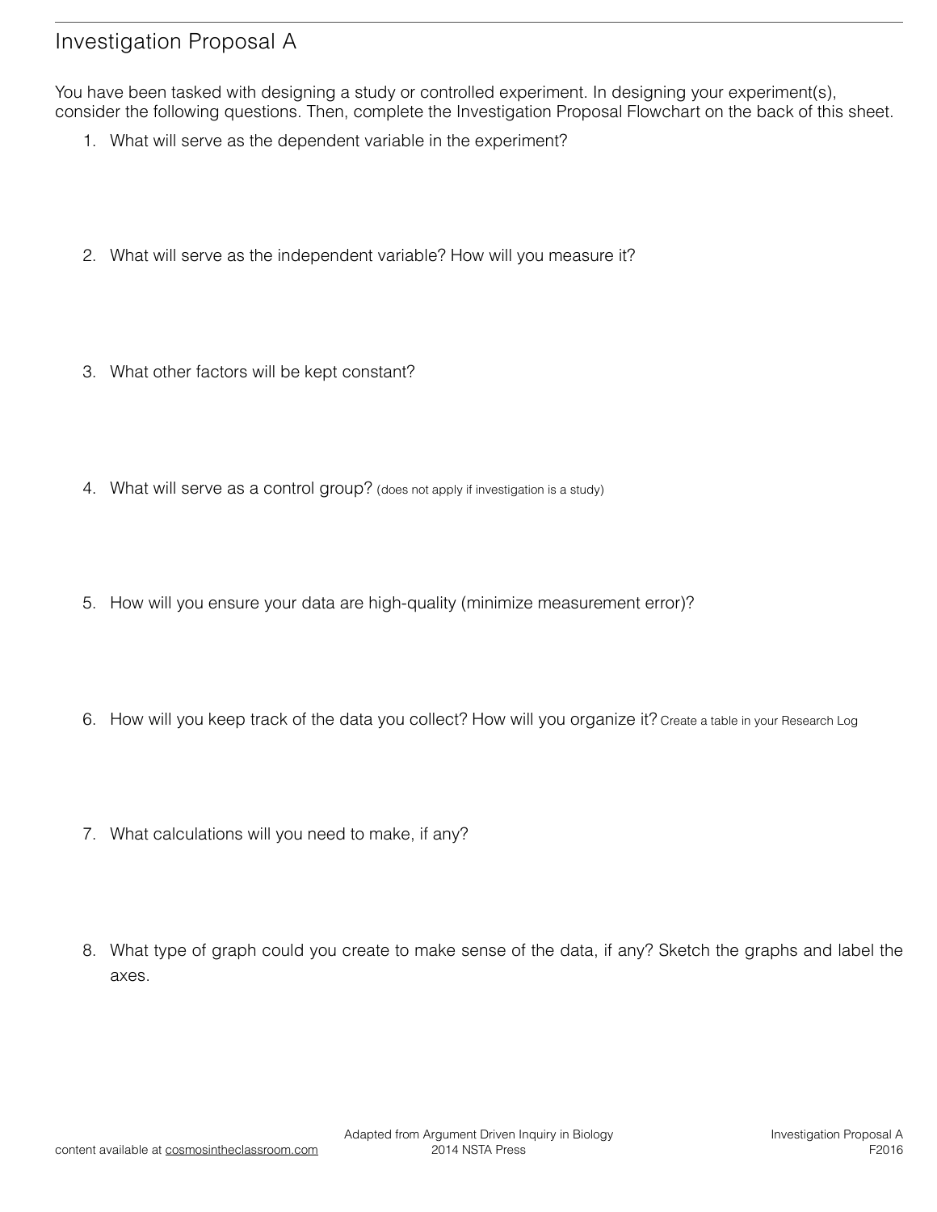# Investigation Proposal A

You have been tasked with designing a study or controlled experiment. In designing your experiment(s), consider the following questions. Then, complete the Investigation Proposal Flowchart on the back of this sheet.

1. What will serve as the dependent variable in the experiment?

2. What will serve as the independent variable? How will you measure it?

3. What other factors will be kept constant?

4. What will serve as a control group? (does not apply if investigation is a study)

5. How will you ensure your data are high-quality (minimize measurement error)?

6. How will you keep track of the data you collect? How will you organize it? Create a table in your Research Log

7. What calculations will you need to make, if any?

8. What type of graph could you create to make sense of the data, if any? Sketch the graphs and label the axes.

content available at cosmosintheclassroom.com

Adapted from Argument Driven Inquiry in Biology
2014 NSTA Press

Investigation Proposal A
F2016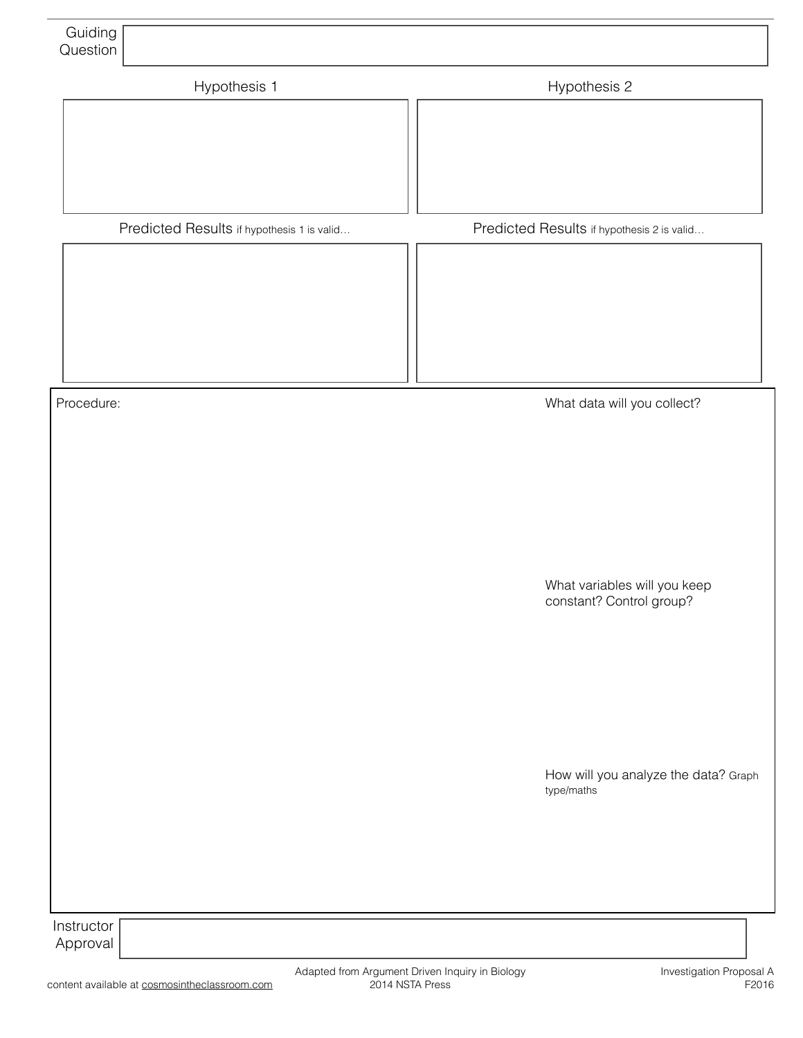Guiding Question

| Hypothesis 1 | Hypothesis 2 |
| --- | --- |
| | |

| Predicted Results if hypothesis 1 is valid… | Predicted Results if hypothesis 2 is valid… |
| --- | --- |
| | |

Procedure:

What data will you collect?

What variables will you keep constant? Control group?

How will you analyze the data? Graph type/maths

Instructor Approval

content available at cosmosintheclassroom.com

Adapted from Argument Driven Inquiry in Biology
2014 NSTA Press

Investigation Proposal A
F2016